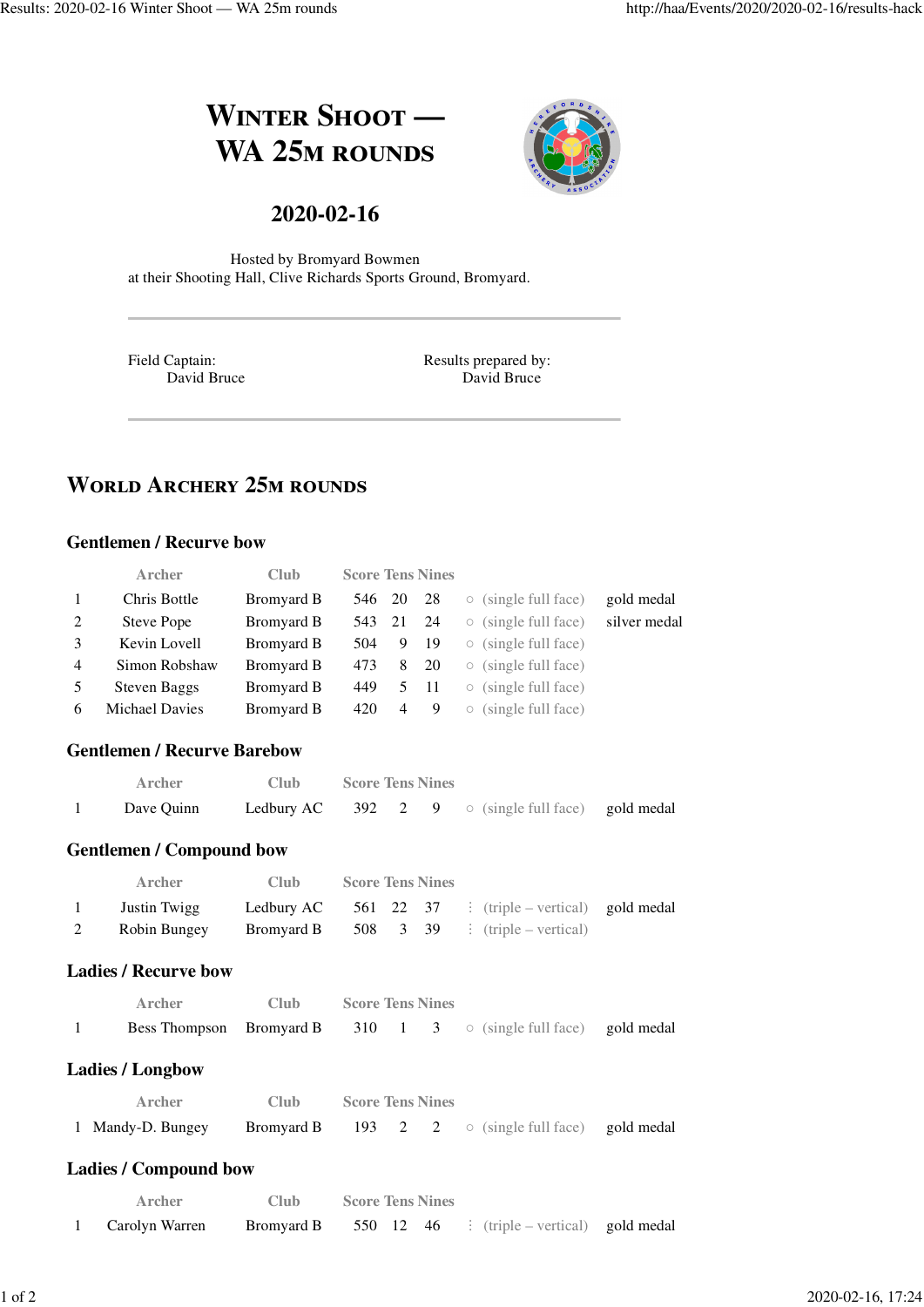# Winter Shoot — WA 25m rounds

## 2020-02-16

Hosted by Bromyard Bowmen
at their Shooting Hall, Clive Richards Sports Ground, Bromyard.

---

Field Captain:
David Bruce

Results prepared by:
David Bruce

---

## World Archery 25m rounds

### Gentlemen / Recurve bow

| | Archer | Club | Score | Tens | Nines | | |
|---|---|---|---|---|---|---|---|
| 1 | Chris Bottle | Bromyard B | 546 | 20 | 28 | ○ (single full face) | gold medal |
| 2 | Steve Pope | Bromyard B | 543 | 21 | 24 | ○ (single full face) | silver medal |
| 3 | Kevin Lovell | Bromyard B | 504 | 9 | 19 | ○ (single full face) | |
| 4 | Simon Robshaw | Bromyard B | 473 | 8 | 20 | ○ (single full face) | |
| 5 | Steven Baggs | Bromyard B | 449 | 5 | 11 | ○ (single full face) | |
| 6 | Michael Davies | Bromyard B | 420 | 4 | 9 | ○ (single full face) | |

### Gentlemen / Recurve Barebow

| | Archer | Club | Score | Tens | Nines | | |
|---|---|---|---|---|---|---|---|
| 1 | Dave Quinn | Ledbury AC | 392 | 2 | 9 | ○ (single full face) | gold medal |

### Gentlemen / Compound bow

| | Archer | Club | Score | Tens | Nines | | |
|---|---|---|---|---|---|---|---|
| 1 | Justin Twigg | Ledbury AC | 561 | 22 | 37 | ⋮ (triple – vertical) | gold medal |
| 2 | Robin Bungey | Bromyard B | 508 | 3 | 39 | ⋮ (triple – vertical) | |

### Ladies / Recurve bow

| | Archer | Club | Score | Tens | Nines | | |
|---|---|---|---|---|---|---|---|
| 1 | Bess Thompson | Bromyard B | 310 | 1 | 3 | ○ (single full face) | gold medal |

### Ladies / Longbow

| | Archer | Club | Score | Tens | Nines | | |
|---|---|---|---|---|---|---|---|
| 1 | Mandy-D. Bungey | Bromyard B | 193 | 2 | 2 | ○ (single full face) | gold medal |

### Ladies / Compound bow

| | Archer | Club | Score | Tens | Nines | | |
|---|---|---|---|---|---|---|---|
| 1 | Carolyn Warren | Bromyard B | 550 | 12 | 46 | ⋮ (triple – vertical) | gold medal |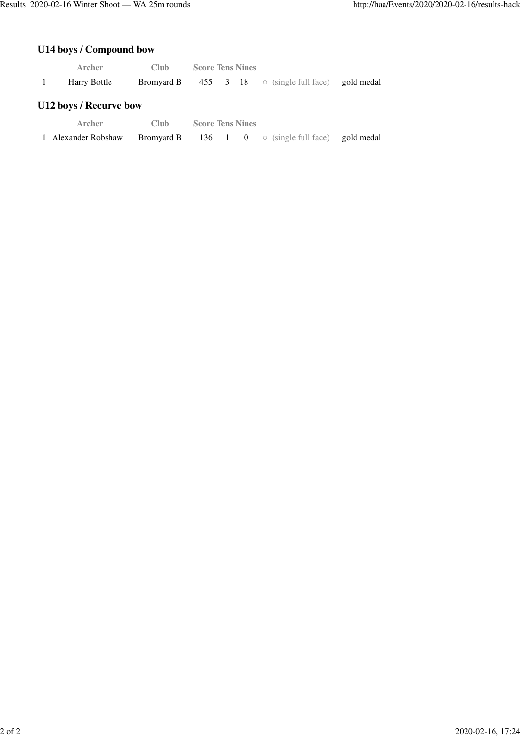### U14 boys / Compound bow

| | Archer | Club | Score | Tens | Nines | | |
|---|---|---|---|---|---|---|---|
| 1 | Harry Bottle | Bromyard B | 455 | 3 | 18 | ○ (single full face) | gold medal |

### U12 boys / Recurve bow

| | Archer | Club | Score | Tens | Nines | | |
|---|---|---|---|---|---|---|---|
| 1 | Alexander Robshaw | Bromyard B | 136 | 1 | 0 | ○ (single full face) | gold medal |